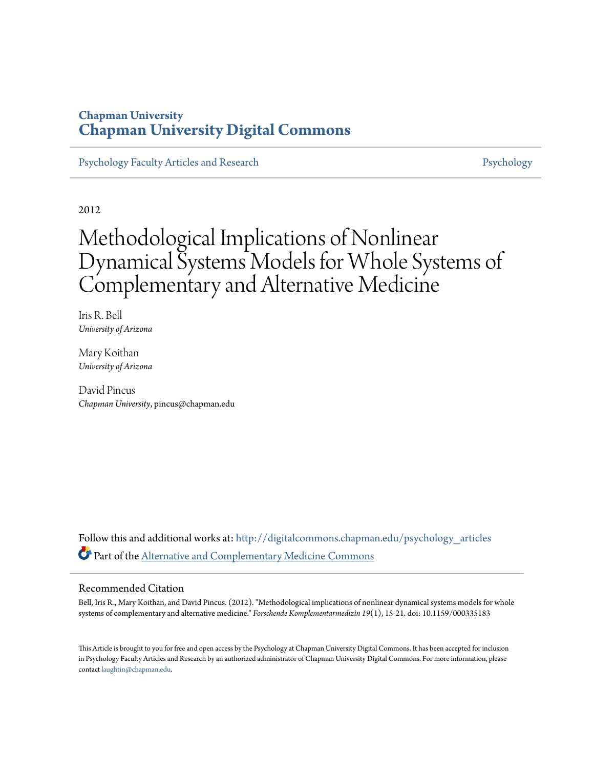Chapman University
# Chapman University Digital Commons

Psychology Faculty Articles and Research | Psychology

2012

# Methodological Implications of Nonlinear Dynamical Systems Models for Whole Systems of Complementary and Alternative Medicine

Iris R. Bell
*University of Arizona*

Mary Koithan
*University of Arizona*

David Pincus
*Chapman University*, pincus@chapman.edu

Follow this and additional works at: http://digitalcommons.chapman.edu/psychology_articles

Part of the Alternative and Complementary Medicine Commons

## Recommended Citation

Bell, Iris R., Mary Koithan, and David Pincus. (2012). "Methodological implications of nonlinear dynamical systems models for whole systems of complementary and alternative medicine." *Forschende Komplementarmedizin 19*(1), 15-21. doi: 10.1159/000335183

This Article is brought to you for free and open access by the Psychology at Chapman University Digital Commons. It has been accepted for inclusion in Psychology Faculty Articles and Research by an authorized administrator of Chapman University Digital Commons. For more information, please contact laughtin@chapman.edu.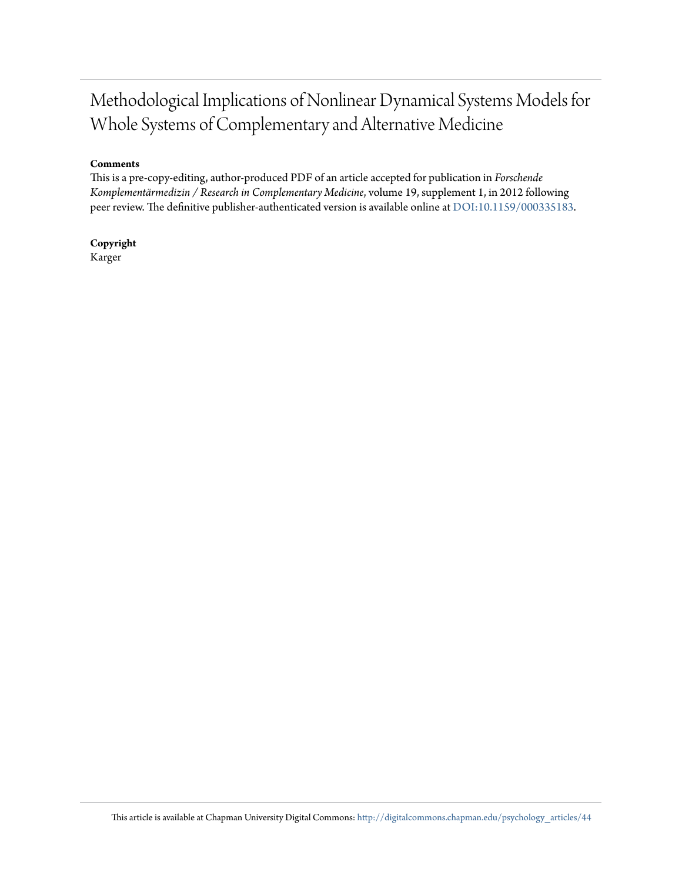# Methodological Implications of Nonlinear Dynamical Systems Models for Whole Systems of Complementary and Alternative Medicine

**Comments**

This is a pre-copy-editing, author-produced PDF of an article accepted for publication in *Forschende Komplementärmedizin / Research in Complementary Medicine*, volume 19, supplement 1, in 2012 following peer review. The definitive publisher-authenticated version is available online at DOI:10.1159/000335183.

**Copyright**

Karger

This article is available at Chapman University Digital Commons: http://digitalcommons.chapman.edu/psychology_articles/44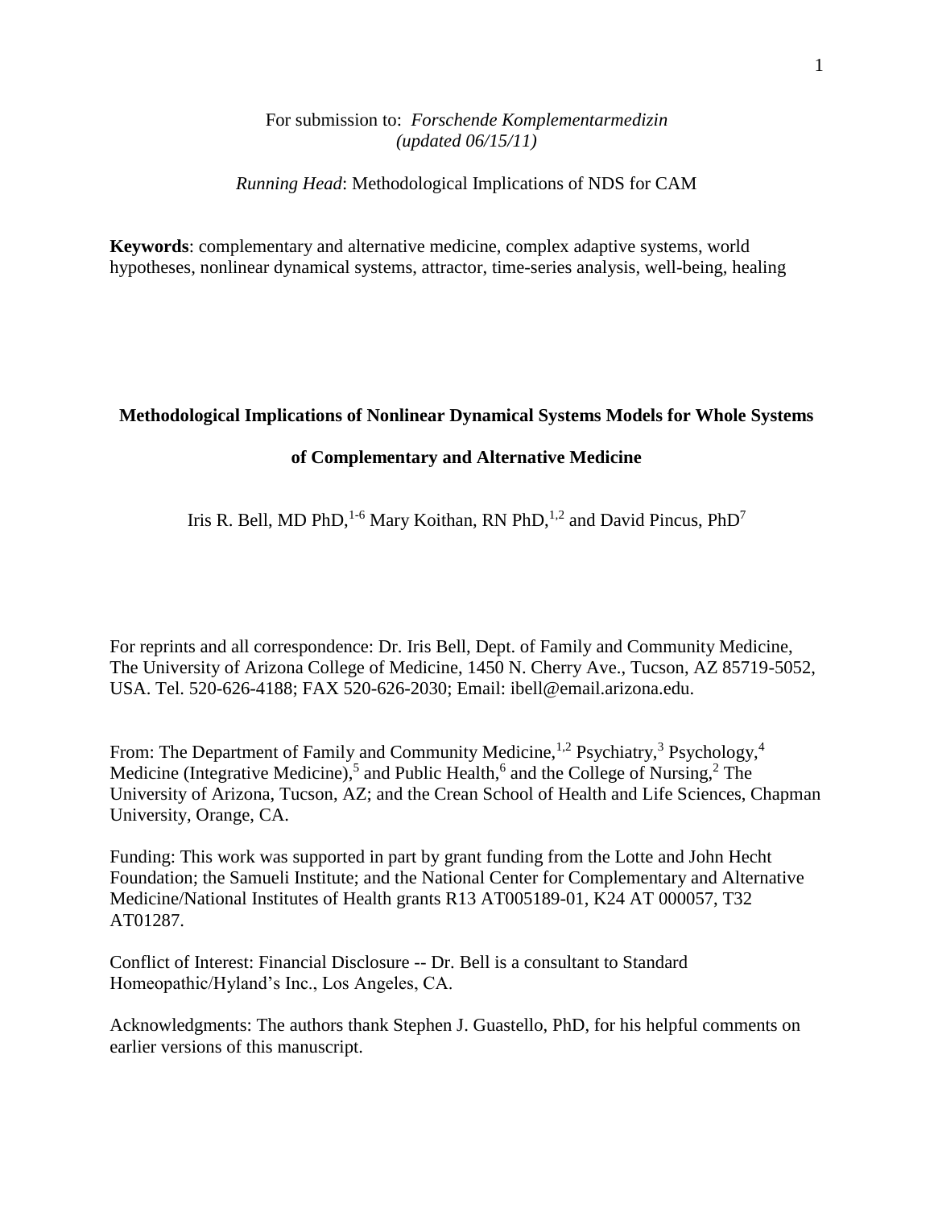For submission to: *Forschende Komplementarmedizin*
*(updated 06/15/11)*

*Running Head*: Methodological Implications of NDS for CAM

**Keywords**: complementary and alternative medicine, complex adaptive systems, world hypotheses, nonlinear dynamical systems, attractor, time-series analysis, well-being, healing

# Methodological Implications of Nonlinear Dynamical Systems Models for Whole Systems of Complementary and Alternative Medicine

Iris R. Bell, MD PhD,[1-6] Mary Koithan, RN PhD,[1,2] and David Pincus, PhD[7]

For reprints and all correspondence: Dr. Iris Bell, Dept. of Family and Community Medicine, The University of Arizona College of Medicine, 1450 N. Cherry Ave., Tucson, AZ 85719-5052, USA. Tel. 520-626-4188; FAX 520-626-2030; Email: ibell@email.arizona.edu.

From: The Department of Family and Community Medicine,[1,2] Psychiatry,[3] Psychology,[4] Medicine (Integrative Medicine),[5] and Public Health,[6] and the College of Nursing,[2] The University of Arizona, Tucson, AZ; and the Crean School of Health and Life Sciences, Chapman University, Orange, CA.

Funding: This work was supported in part by grant funding from the Lotte and John Hecht Foundation; the Samueli Institute; and the National Center for Complementary and Alternative Medicine/National Institutes of Health grants R13 AT005189-01, K24 AT 000057, T32 AT01287.

Conflict of Interest: Financial Disclosure -- Dr. Bell is a consultant to Standard Homeopathic/Hyland's Inc., Los Angeles, CA.

Acknowledgments: The authors thank Stephen J. Guastello, PhD, for his helpful comments on earlier versions of this manuscript.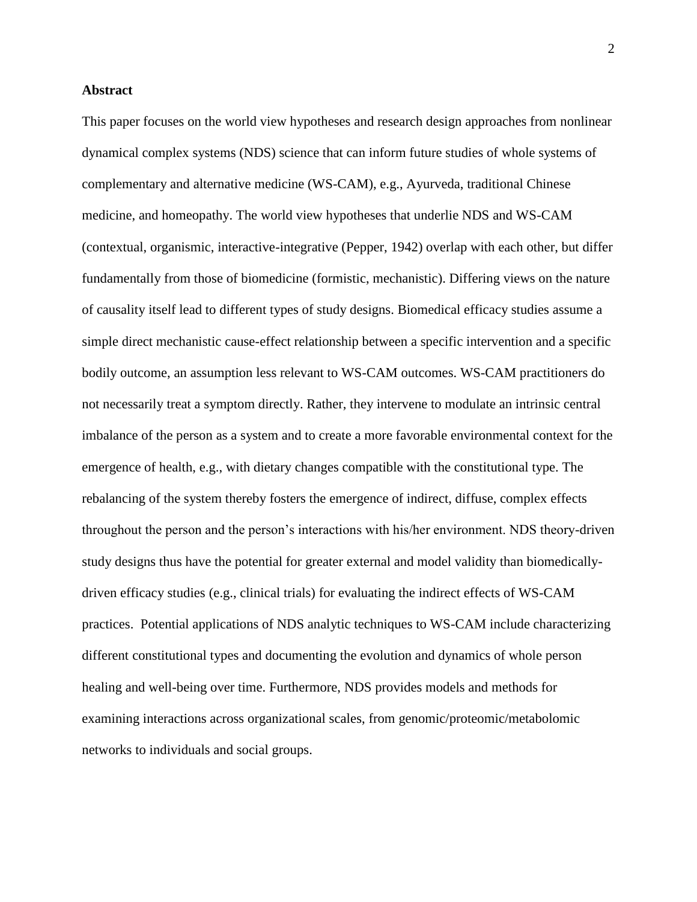**Abstract**

This paper focuses on the world view hypotheses and research design approaches from nonlinear dynamical complex systems (NDS) science that can inform future studies of whole systems of complementary and alternative medicine (WS-CAM), e.g., Ayurveda, traditional Chinese medicine, and homeopathy. The world view hypotheses that underlie NDS and WS-CAM (contextual, organismic, interactive-integrative (Pepper, 1942) overlap with each other, but differ fundamentally from those of biomedicine (formistic, mechanistic). Differing views on the nature of causality itself lead to different types of study designs. Biomedical efficacy studies assume a simple direct mechanistic cause-effect relationship between a specific intervention and a specific bodily outcome, an assumption less relevant to WS-CAM outcomes. WS-CAM practitioners do not necessarily treat a symptom directly. Rather, they intervene to modulate an intrinsic central imbalance of the person as a system and to create a more favorable environmental context for the emergence of health, e.g., with dietary changes compatible with the constitutional type. The rebalancing of the system thereby fosters the emergence of indirect, diffuse, complex effects throughout the person and the person's interactions with his/her environment. NDS theory-driven study designs thus have the potential for greater external and model validity than biomedically-driven efficacy studies (e.g., clinical trials) for evaluating the indirect effects of WS-CAM practices. Potential applications of NDS analytic techniques to WS-CAM include characterizing different constitutional types and documenting the evolution and dynamics of whole person healing and well-being over time. Furthermore, NDS provides models and methods for examining interactions across organizational scales, from genomic/proteomic/metabolomic networks to individuals and social groups.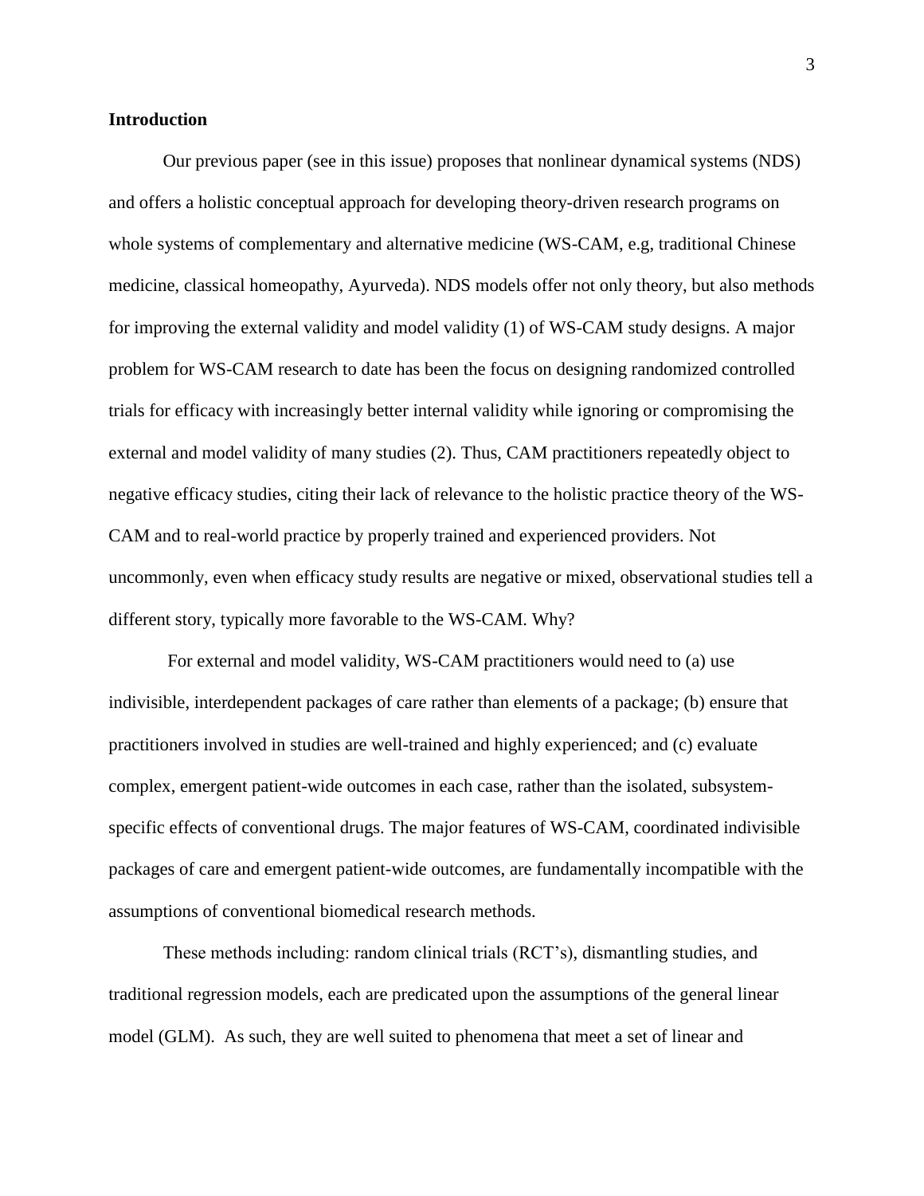## Introduction

Our previous paper (see in this issue) proposes that nonlinear dynamical systems (NDS) and offers a holistic conceptual approach for developing theory-driven research programs on whole systems of complementary and alternative medicine (WS-CAM, e.g, traditional Chinese medicine, classical homeopathy, Ayurveda). NDS models offer not only theory, but also methods for improving the external validity and model validity (1) of WS-CAM study designs. A major problem for WS-CAM research to date has been the focus on designing randomized controlled trials for efficacy with increasingly better internal validity while ignoring or compromising the external and model validity of many studies (2). Thus, CAM practitioners repeatedly object to negative efficacy studies, citing their lack of relevance to the holistic practice theory of the WS-CAM and to real-world practice by properly trained and experienced providers. Not uncommonly, even when efficacy study results are negative or mixed, observational studies tell a different story, typically more favorable to the WS-CAM. Why?

For external and model validity, WS-CAM practitioners would need to (a) use indivisible, interdependent packages of care rather than elements of a package; (b) ensure that practitioners involved in studies are well-trained and highly experienced; and (c) evaluate complex, emergent patient-wide outcomes in each case, rather than the isolated, subsystem-specific effects of conventional drugs. The major features of WS-CAM, coordinated indivisible packages of care and emergent patient-wide outcomes, are fundamentally incompatible with the assumptions of conventional biomedical research methods.

These methods including: random clinical trials (RCT's), dismantling studies, and traditional regression models, each are predicated upon the assumptions of the general linear model (GLM). As such, they are well suited to phenomena that meet a set of linear and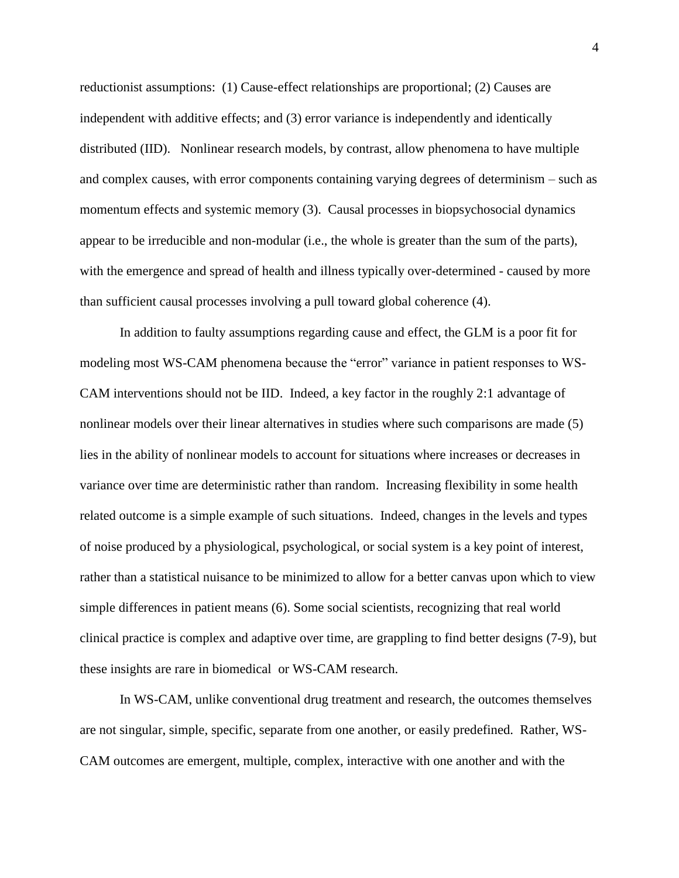reductionist assumptions: (1) Cause-effect relationships are proportional; (2) Causes are independent with additive effects; and (3) error variance is independently and identically distributed (IID). Nonlinear research models, by contrast, allow phenomena to have multiple and complex causes, with error components containing varying degrees of determinism – such as momentum effects and systemic memory (3). Causal processes in biopsychosocial dynamics appear to be irreducible and non-modular (i.e., the whole is greater than the sum of the parts), with the emergence and spread of health and illness typically over-determined - caused by more than sufficient causal processes involving a pull toward global coherence (4).

In addition to faulty assumptions regarding cause and effect, the GLM is a poor fit for modeling most WS-CAM phenomena because the "error" variance in patient responses to WS-CAM interventions should not be IID. Indeed, a key factor in the roughly 2:1 advantage of nonlinear models over their linear alternatives in studies where such comparisons are made (5) lies in the ability of nonlinear models to account for situations where increases or decreases in variance over time are deterministic rather than random. Increasing flexibility in some health related outcome is a simple example of such situations. Indeed, changes in the levels and types of noise produced by a physiological, psychological, or social system is a key point of interest, rather than a statistical nuisance to be minimized to allow for a better canvas upon which to view simple differences in patient means (6). Some social scientists, recognizing that real world clinical practice is complex and adaptive over time, are grappling to find better designs (7-9), but these insights are rare in biomedical or WS-CAM research.

In WS-CAM, unlike conventional drug treatment and research, the outcomes themselves are not singular, simple, specific, separate from one another, or easily predefined. Rather, WS-CAM outcomes are emergent, multiple, complex, interactive with one another and with the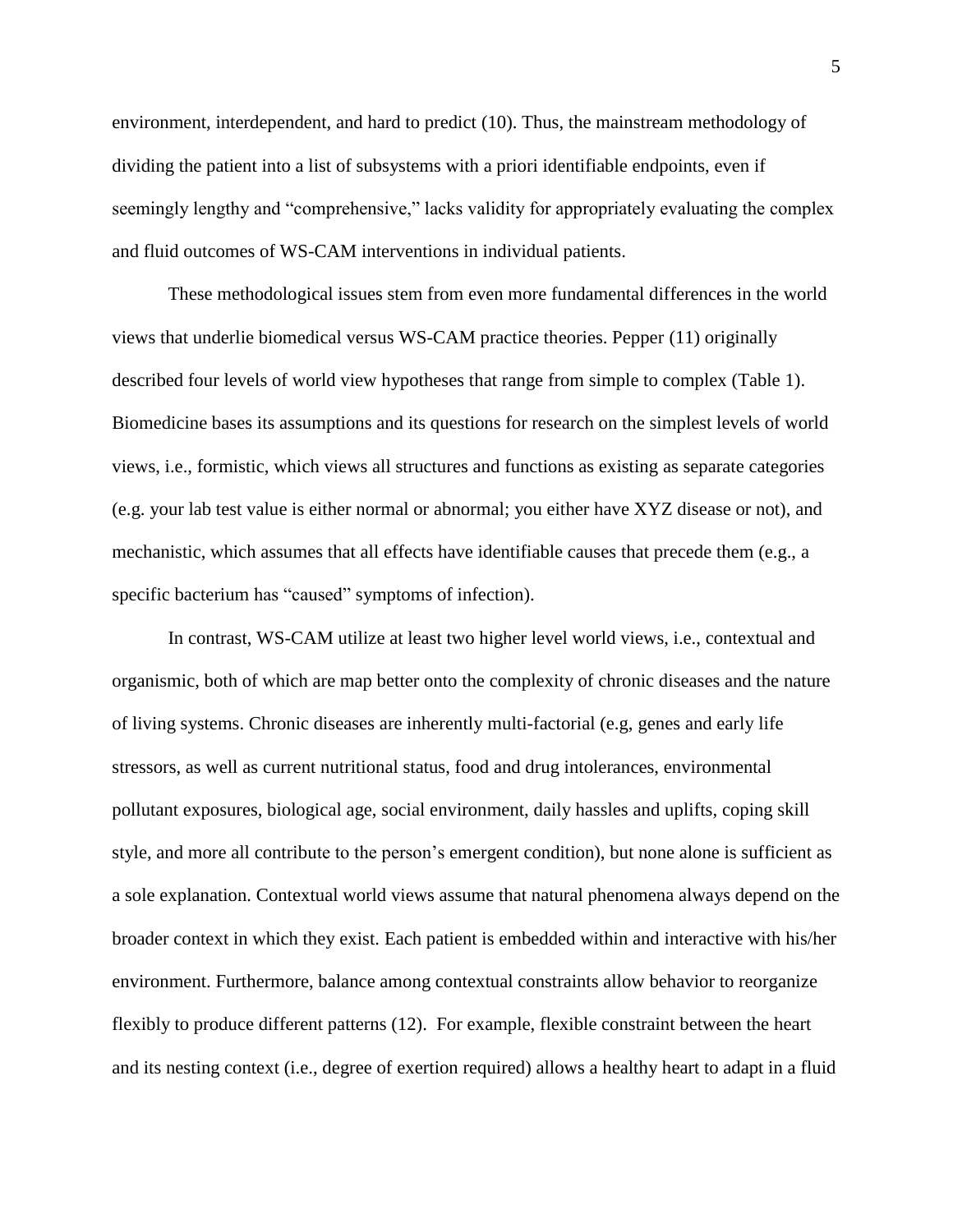environment, interdependent, and hard to predict (10). Thus, the mainstream methodology of dividing the patient into a list of subsystems with a priori identifiable endpoints, even if seemingly lengthy and "comprehensive," lacks validity for appropriately evaluating the complex and fluid outcomes of WS-CAM interventions in individual patients.

These methodological issues stem from even more fundamental differences in the world views that underlie biomedical versus WS-CAM practice theories. Pepper (11) originally described four levels of world view hypotheses that range from simple to complex (Table 1). Biomedicine bases its assumptions and its questions for research on the simplest levels of world views, i.e., formistic, which views all structures and functions as existing as separate categories (e.g. your lab test value is either normal or abnormal; you either have XYZ disease or not), and mechanistic, which assumes that all effects have identifiable causes that precede them (e.g., a specific bacterium has "caused" symptoms of infection).

In contrast, WS-CAM utilize at least two higher level world views, i.e., contextual and organismic, both of which are map better onto the complexity of chronic diseases and the nature of living systems. Chronic diseases are inherently multi-factorial (e.g, genes and early life stressors, as well as current nutritional status, food and drug intolerances, environmental pollutant exposures, biological age, social environment, daily hassles and uplifts, coping skill style, and more all contribute to the person's emergent condition), but none alone is sufficient as a sole explanation. Contextual world views assume that natural phenomena always depend on the broader context in which they exist. Each patient is embedded within and interactive with his/her environment. Furthermore, balance among contextual constraints allow behavior to reorganize flexibly to produce different patterns (12). For example, flexible constraint between the heart and its nesting context (i.e., degree of exertion required) allows a healthy heart to adapt in a fluid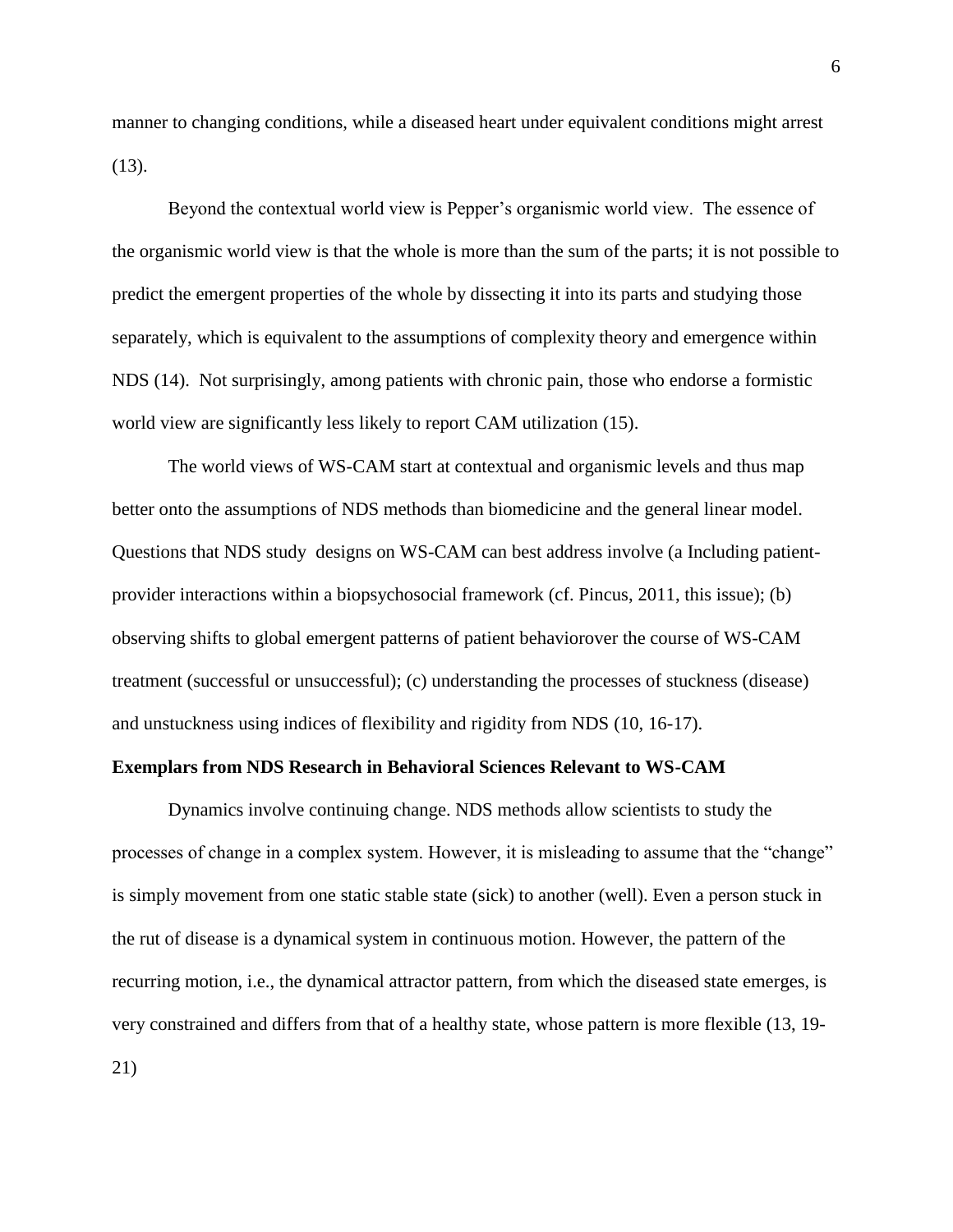manner to changing conditions, while a diseased heart under equivalent conditions might arrest (13).

Beyond the contextual world view is Pepper's organismic world view. The essence of the organismic world view is that the whole is more than the sum of the parts; it is not possible to predict the emergent properties of the whole by dissecting it into its parts and studying those separately, which is equivalent to the assumptions of complexity theory and emergence within NDS (14). Not surprisingly, among patients with chronic pain, those who endorse a formistic world view are significantly less likely to report CAM utilization (15).

The world views of WS-CAM start at contextual and organismic levels and thus map better onto the assumptions of NDS methods than biomedicine and the general linear model. Questions that NDS study designs on WS-CAM can best address involve (a Including patient-provider interactions within a biopsychosocial framework (cf. Pincus, 2011, this issue); (b) observing shifts to global emergent patterns of patient behaviorover the course of WS-CAM treatment (successful or unsuccessful); (c) understanding the processes of stuckness (disease) and unstuckness using indices of flexibility and rigidity from NDS (10, 16-17).

**Exemplars from NDS Research in Behavioral Sciences Relevant to WS-CAM**

Dynamics involve continuing change. NDS methods allow scientists to study the processes of change in a complex system. However, it is misleading to assume that the "change" is simply movement from one static stable state (sick) to another (well). Even a person stuck in the rut of disease is a dynamical system in continuous motion. However, the pattern of the recurring motion, i.e., the dynamical attractor pattern, from which the diseased state emerges, is very constrained and differs from that of a healthy state, whose pattern is more flexible (13, 19-21)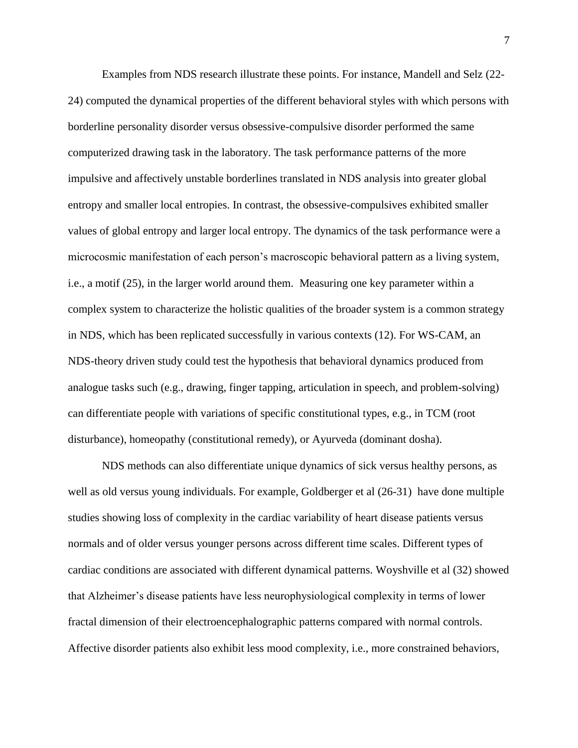Examples from NDS research illustrate these points. For instance, Mandell and Selz (22-24) computed the dynamical properties of the different behavioral styles with which persons with borderline personality disorder versus obsessive-compulsive disorder performed the same computerized drawing task in the laboratory. The task performance patterns of the more impulsive and affectively unstable borderlines translated in NDS analysis into greater global entropy and smaller local entropies. In contrast, the obsessive-compulsives exhibited smaller values of global entropy and larger local entropy. The dynamics of the task performance were a microcosmic manifestation of each person's macroscopic behavioral pattern as a living system, i.e., a motif (25), in the larger world around them. Measuring one key parameter within a complex system to characterize the holistic qualities of the broader system is a common strategy in NDS, which has been replicated successfully in various contexts (12). For WS-CAM, an NDS-theory driven study could test the hypothesis that behavioral dynamics produced from analogue tasks such (e.g., drawing, finger tapping, articulation in speech, and problem-solving) can differentiate people with variations of specific constitutional types, e.g., in TCM (root disturbance), homeopathy (constitutional remedy), or Ayurveda (dominant dosha).

NDS methods can also differentiate unique dynamics of sick versus healthy persons, as well as old versus young individuals. For example, Goldberger et al (26-31) have done multiple studies showing loss of complexity in the cardiac variability of heart disease patients versus normals and of older versus younger persons across different time scales. Different types of cardiac conditions are associated with different dynamical patterns. Woyshville et al (32) showed that Alzheimer's disease patients have less neurophysiological complexity in terms of lower fractal dimension of their electroencephalographic patterns compared with normal controls. Affective disorder patients also exhibit less mood complexity, i.e., more constrained behaviors,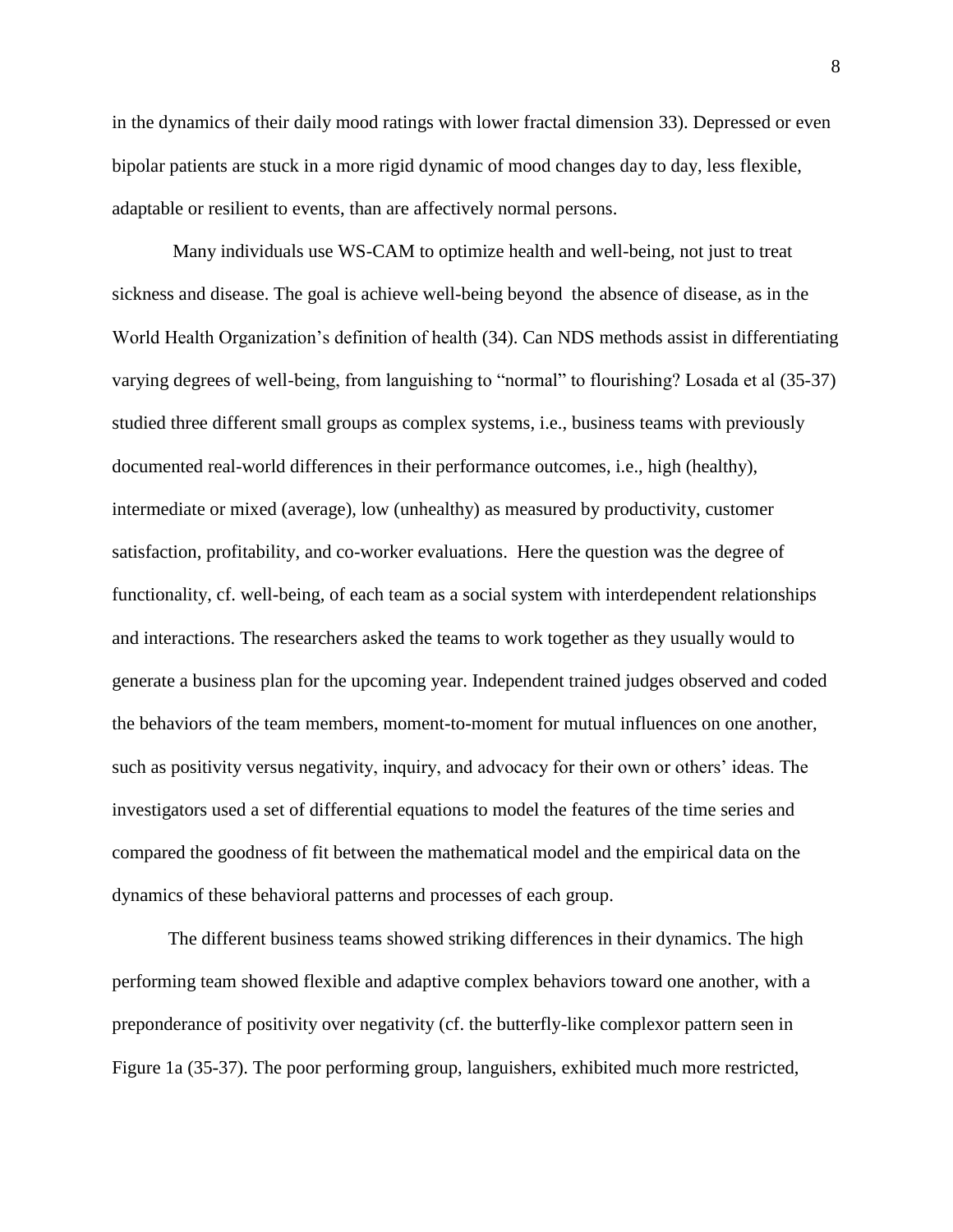in the dynamics of their daily mood ratings with lower fractal dimension 33). Depressed or even bipolar patients are stuck in a more rigid dynamic of mood changes day to day, less flexible, adaptable or resilient to events, than are affectively normal persons.

Many individuals use WS-CAM to optimize health and well-being, not just to treat sickness and disease. The goal is achieve well-being beyond the absence of disease, as in the World Health Organization's definition of health (34). Can NDS methods assist in differentiating varying degrees of well-being, from languishing to "normal" to flourishing? Losada et al (35-37) studied three different small groups as complex systems, i.e., business teams with previously documented real-world differences in their performance outcomes, i.e., high (healthy), intermediate or mixed (average), low (unhealthy) as measured by productivity, customer satisfaction, profitability, and co-worker evaluations. Here the question was the degree of functionality, cf. well-being, of each team as a social system with interdependent relationships and interactions. The researchers asked the teams to work together as they usually would to generate a business plan for the upcoming year. Independent trained judges observed and coded the behaviors of the team members, moment-to-moment for mutual influences on one another, such as positivity versus negativity, inquiry, and advocacy for their own or others' ideas. The investigators used a set of differential equations to model the features of the time series and compared the goodness of fit between the mathematical model and the empirical data on the dynamics of these behavioral patterns and processes of each group.

The different business teams showed striking differences in their dynamics. The high performing team showed flexible and adaptive complex behaviors toward one another, with a preponderance of positivity over negativity (cf. the butterfly-like complexor pattern seen in Figure 1a (35-37). The poor performing group, languishers, exhibited much more restricted,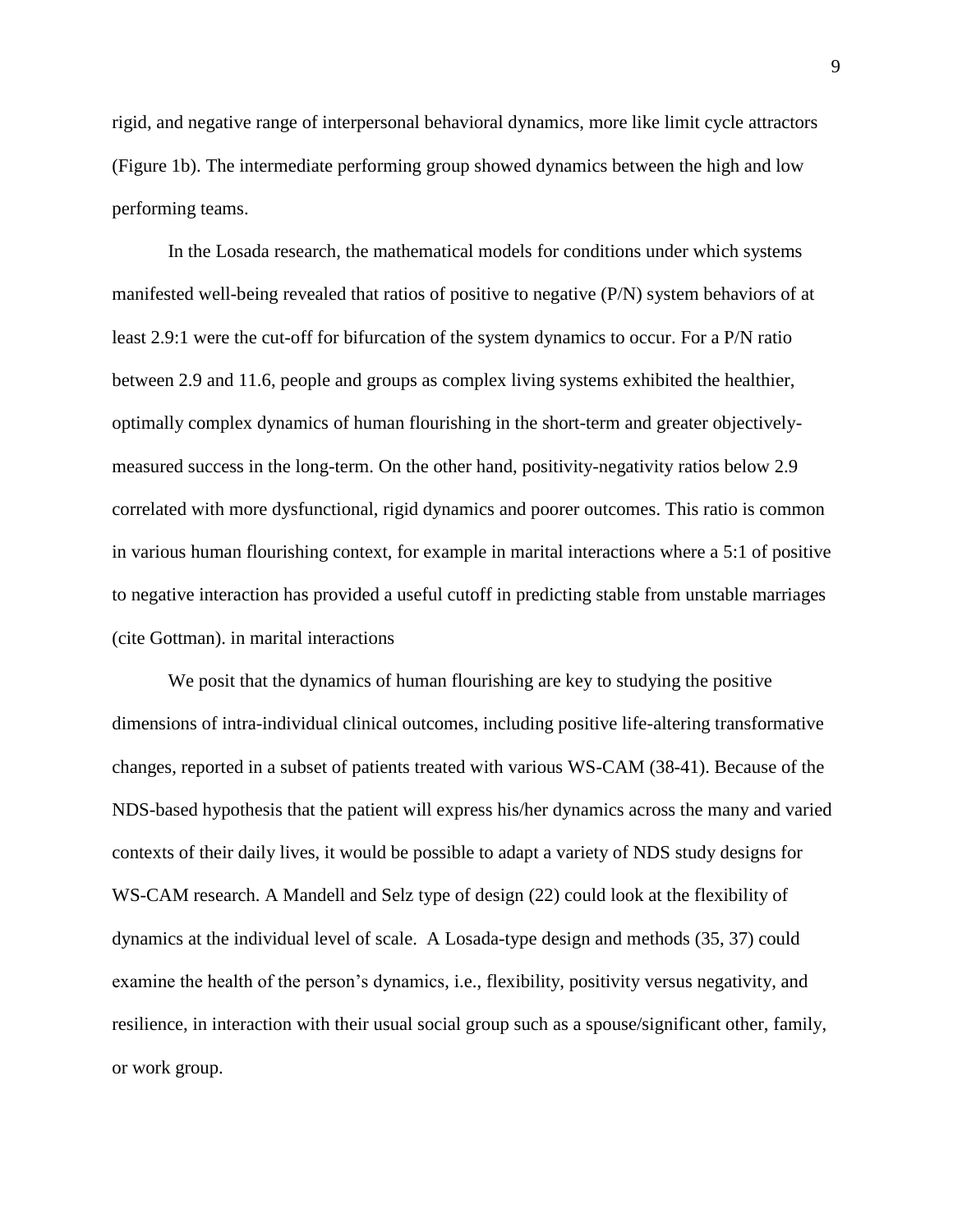rigid, and negative range of interpersonal behavioral dynamics, more like limit cycle attractors (Figure 1b). The intermediate performing group showed dynamics between the high and low performing teams.

In the Losada research, the mathematical models for conditions under which systems manifested well-being revealed that ratios of positive to negative (P/N) system behaviors of at least 2.9:1 were the cut-off for bifurcation of the system dynamics to occur. For a P/N ratio between 2.9 and 11.6, people and groups as complex living systems exhibited the healthier, optimally complex dynamics of human flourishing in the short-term and greater objectively-measured success in the long-term. On the other hand, positivity-negativity ratios below 2.9 correlated with more dysfunctional, rigid dynamics and poorer outcomes. This ratio is common in various human flourishing context, for example in marital interactions where a 5:1 of positive to negative interaction has provided a useful cutoff in predicting stable from unstable marriages (cite Gottman). in marital interactions

We posit that the dynamics of human flourishing are key to studying the positive dimensions of intra-individual clinical outcomes, including positive life-altering transformative changes, reported in a subset of patients treated with various WS-CAM (38-41). Because of the NDS-based hypothesis that the patient will express his/her dynamics across the many and varied contexts of their daily lives, it would be possible to adapt a variety of NDS study designs for WS-CAM research. A Mandell and Selz type of design (22) could look at the flexibility of dynamics at the individual level of scale. A Losada-type design and methods (35, 37) could examine the health of the person's dynamics, i.e., flexibility, positivity versus negativity, and resilience, in interaction with their usual social group such as a spouse/significant other, family, or work group.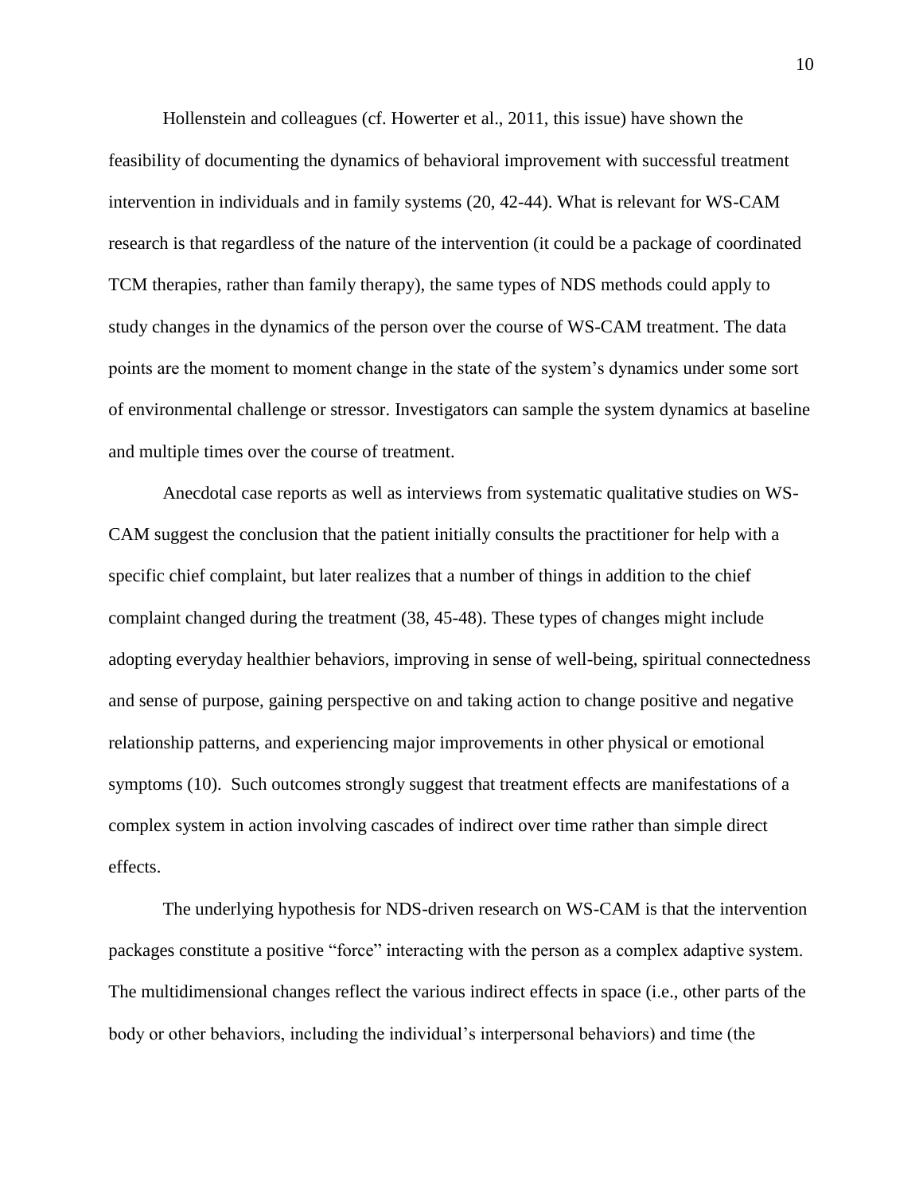Hollenstein and colleagues (cf. Howerter et al., 2011, this issue) have shown the feasibility of documenting the dynamics of behavioral improvement with successful treatment intervention in individuals and in family systems (20, 42-44). What is relevant for WS-CAM research is that regardless of the nature of the intervention (it could be a package of coordinated TCM therapies, rather than family therapy), the same types of NDS methods could apply to study changes in the dynamics of the person over the course of WS-CAM treatment. The data points are the moment to moment change in the state of the system's dynamics under some sort of environmental challenge or stressor. Investigators can sample the system dynamics at baseline and multiple times over the course of treatment.

Anecdotal case reports as well as interviews from systematic qualitative studies on WS-CAM suggest the conclusion that the patient initially consults the practitioner for help with a specific chief complaint, but later realizes that a number of things in addition to the chief complaint changed during the treatment (38, 45-48). These types of changes might include adopting everyday healthier behaviors, improving in sense of well-being, spiritual connectedness and sense of purpose, gaining perspective on and taking action to change positive and negative relationship patterns, and experiencing major improvements in other physical or emotional symptoms (10). Such outcomes strongly suggest that treatment effects are manifestations of a complex system in action involving cascades of indirect over time rather than simple direct effects.

The underlying hypothesis for NDS-driven research on WS-CAM is that the intervention packages constitute a positive "force" interacting with the person as a complex adaptive system. The multidimensional changes reflect the various indirect effects in space (i.e., other parts of the body or other behaviors, including the individual's interpersonal behaviors) and time (the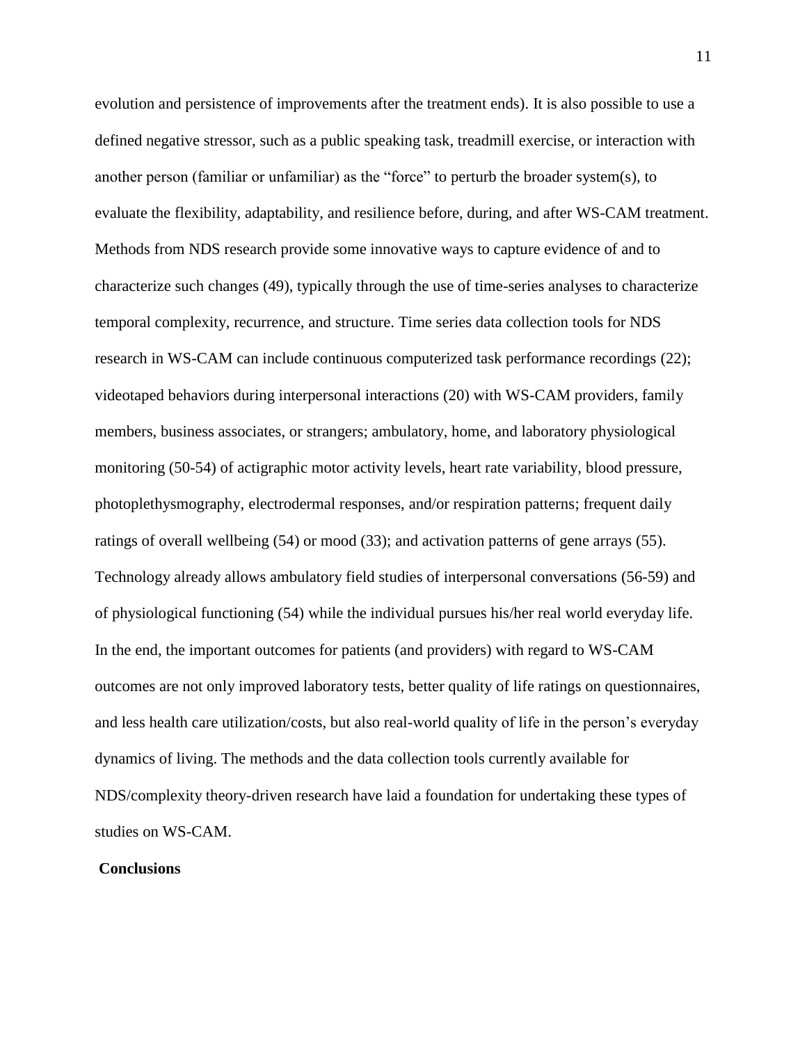evolution and persistence of improvements after the treatment ends). It is also possible to use a defined negative stressor, such as a public speaking task, treadmill exercise, or interaction with another person (familiar or unfamiliar) as the "force" to perturb the broader system(s), to evaluate the flexibility, adaptability, and resilience before, during, and after WS-CAM treatment. Methods from NDS research provide some innovative ways to capture evidence of and to characterize such changes (49), typically through the use of time-series analyses to characterize temporal complexity, recurrence, and structure. Time series data collection tools for NDS research in WS-CAM can include continuous computerized task performance recordings (22); videotaped behaviors during interpersonal interactions (20) with WS-CAM providers, family members, business associates, or strangers; ambulatory, home, and laboratory physiological monitoring (50-54) of actigraphic motor activity levels, heart rate variability, blood pressure, photoplethysmography, electrodermal responses, and/or respiration patterns; frequent daily ratings of overall wellbeing (54) or mood (33); and activation patterns of gene arrays (55). Technology already allows ambulatory field studies of interpersonal conversations (56-59) and of physiological functioning (54) while the individual pursues his/her real world everyday life. In the end, the important outcomes for patients (and providers) with regard to WS-CAM outcomes are not only improved laboratory tests, better quality of life ratings on questionnaires, and less health care utilization/costs, but also real-world quality of life in the person's everyday dynamics of living. The methods and the data collection tools currently available for NDS/complexity theory-driven research have laid a foundation for undertaking these types of studies on WS-CAM.

**Conclusions**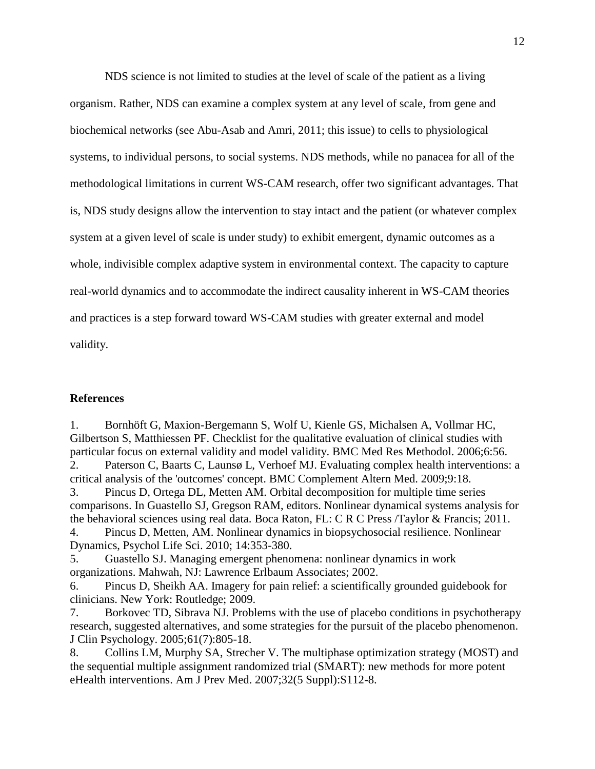NDS science is not limited to studies at the level of scale of the patient as a living organism. Rather, NDS can examine a complex system at any level of scale, from gene and biochemical networks (see Abu-Asab and Amri, 2011; this issue) to cells to physiological systems, to individual persons, to social systems. NDS methods, while no panacea for all of the methodological limitations in current WS-CAM research, offer two significant advantages. That is, NDS study designs allow the intervention to stay intact and the patient (or whatever complex system at a given level of scale is under study) to exhibit emergent, dynamic outcomes as a whole, indivisible complex adaptive system in environmental context. The capacity to capture real-world dynamics and to accommodate the indirect causality inherent in WS-CAM theories and practices is a step forward toward WS-CAM studies with greater external and model validity.

## References

1. Bornhöft G, Maxion-Bergemann S, Wolf U, Kienle GS, Michalsen A, Vollmar HC, Gilbertson S, Matthiessen PF. Checklist for the qualitative evaluation of clinical studies with particular focus on external validity and model validity. BMC Med Res Methodol. 2006;6:56.
2. Paterson C, Baarts C, Launsø L, Verhoef MJ. Evaluating complex health interventions: a critical analysis of the 'outcomes' concept. BMC Complement Altern Med. 2009;9:18.
3. Pincus D, Ortega DL, Metten AM. Orbital decomposition for multiple time series comparisons. In Guastello SJ, Gregson RAM, editors. Nonlinear dynamical systems analysis for the behavioral sciences using real data. Boca Raton, FL: C R C Press /Taylor & Francis; 2011.
4. Pincus D, Metten, AM. Nonlinear dynamics in biopsychosocial resilience. Nonlinear Dynamics, Psychol Life Sci. 2010; 14:353-380.
5. Guastello SJ. Managing emergent phenomena: nonlinear dynamics in work organizations. Mahwah, NJ: Lawrence Erlbaum Associates; 2002.
6. Pincus D, Sheikh AA. Imagery for pain relief: a scientifically grounded guidebook for clinicians. New York: Routledge; 2009.
7. Borkovec TD, Sibrava NJ. Problems with the use of placebo conditions in psychotherapy research, suggested alternatives, and some strategies for the pursuit of the placebo phenomenon. J Clin Psychology. 2005;61(7):805-18.
8. Collins LM, Murphy SA, Strecher V. The multiphase optimization strategy (MOST) and the sequential multiple assignment randomized trial (SMART): new methods for more potent eHealth interventions. Am J Prev Med. 2007;32(5 Suppl):S112-8.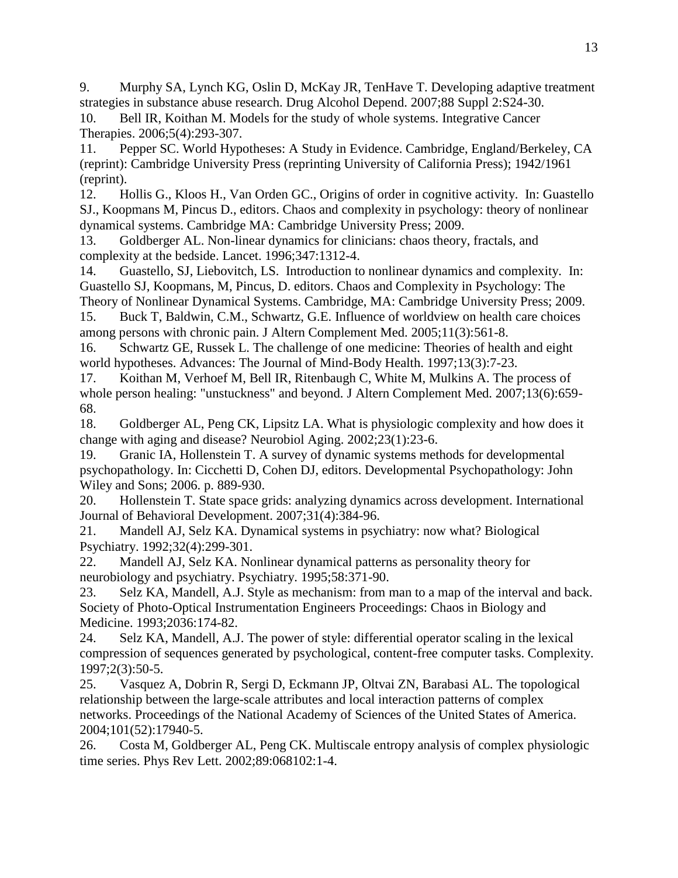9. Murphy SA, Lynch KG, Oslin D, McKay JR, TenHave T. Developing adaptive treatment strategies in substance abuse research. Drug Alcohol Depend. 2007;88 Suppl 2:S24-30.
10. Bell IR, Koithan M. Models for the study of whole systems. Integrative Cancer Therapies. 2006;5(4):293-307.
11. Pepper SC. World Hypotheses: A Study in Evidence. Cambridge, England/Berkeley, CA (reprint): Cambridge University Press (reprinting University of California Press); 1942/1961 (reprint).
12. Hollis G., Kloos H., Van Orden GC., Origins of order in cognitive activity. In: Guastello SJ., Koopmans M, Pincus D., editors. Chaos and complexity in psychology: theory of nonlinear dynamical systems. Cambridge MA: Cambridge University Press; 2009.
13. Goldberger AL. Non-linear dynamics for clinicians: chaos theory, fractals, and complexity at the bedside. Lancet. 1996;347:1312-4.
14. Guastello, SJ, Liebovitch, LS. Introduction to nonlinear dynamics and complexity. In: Guastello SJ, Koopmans, M, Pincus, D. editors. Chaos and Complexity in Psychology: The Theory of Nonlinear Dynamical Systems. Cambridge, MA: Cambridge University Press; 2009.
15. Buck T, Baldwin, C.M., Schwartz, G.E. Influence of worldview on health care choices among persons with chronic pain. J Altern Complement Med. 2005;11(3):561-8.
16. Schwartz GE, Russek L. The challenge of one medicine: Theories of health and eight world hypotheses. Advances: The Journal of Mind-Body Health. 1997;13(3):7-23.
17. Koithan M, Verhoef M, Bell IR, Ritenbaugh C, White M, Mulkins A. The process of whole person healing: "unstuckness" and beyond. J Altern Complement Med. 2007;13(6):659-68.
18. Goldberger AL, Peng CK, Lipsitz LA. What is physiologic complexity and how does it change with aging and disease? Neurobiol Aging. 2002;23(1):23-6.
19. Granic IA, Hollenstein T. A survey of dynamic systems methods for developmental psychopathology. In: Cicchetti D, Cohen DJ, editors. Developmental Psychopathology: John Wiley and Sons; 2006. p. 889-930.
20. Hollenstein T. State space grids: analyzing dynamics across development. International Journal of Behavioral Development. 2007;31(4):384-96.
21. Mandell AJ, Selz KA. Dynamical systems in psychiatry: now what? Biological Psychiatry. 1992;32(4):299-301.
22. Mandell AJ, Selz KA. Nonlinear dynamical patterns as personality theory for neurobiology and psychiatry. Psychiatry. 1995;58:371-90.
23. Selz KA, Mandell, A.J. Style as mechanism: from man to a map of the interval and back. Society of Photo-Optical Instrumentation Engineers Proceedings: Chaos in Biology and Medicine. 1993;2036:174-82.
24. Selz KA, Mandell, A.J. The power of style: differential operator scaling in the lexical compression of sequences generated by psychological, content-free computer tasks. Complexity. 1997;2(3):50-5.
25. Vasquez A, Dobrin R, Sergi D, Eckmann JP, Oltvai ZN, Barabasi AL. The topological relationship between the large-scale attributes and local interaction patterns of complex networks. Proceedings of the National Academy of Sciences of the United States of America. 2004;101(52):17940-5.
26. Costa M, Goldberger AL, Peng CK. Multiscale entropy analysis of complex physiologic time series. Phys Rev Lett. 2002;89:068102:1-4.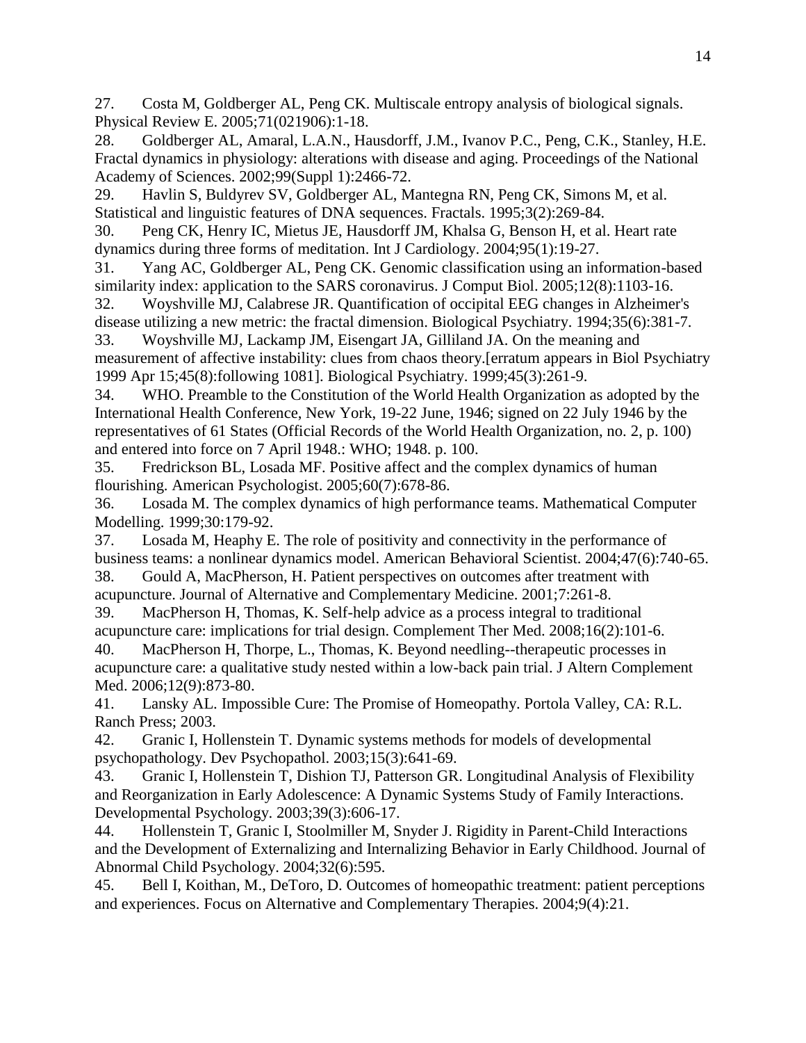27. Costa M, Goldberger AL, Peng CK. Multiscale entropy analysis of biological signals. Physical Review E. 2005;71(021906):1-18.
28. Goldberger AL, Amaral, L.A.N., Hausdorff, J.M., Ivanov P.C., Peng, C.K., Stanley, H.E. Fractal dynamics in physiology: alterations with disease and aging. Proceedings of the National Academy of Sciences. 2002;99(Suppl 1):2466-72.
29. Havlin S, Buldyrev SV, Goldberger AL, Mantegna RN, Peng CK, Simons M, et al. Statistical and linguistic features of DNA sequences. Fractals. 1995;3(2):269-84.
30. Peng CK, Henry IC, Mietus JE, Hausdorff JM, Khalsa G, Benson H, et al. Heart rate dynamics during three forms of meditation. Int J Cardiology. 2004;95(1):19-27.
31. Yang AC, Goldberger AL, Peng CK. Genomic classification using an information-based similarity index: application to the SARS coronavirus. J Comput Biol. 2005;12(8):1103-16.
32. Woyshville MJ, Calabrese JR. Quantification of occipital EEG changes in Alzheimer's disease utilizing a new metric: the fractal dimension. Biological Psychiatry. 1994;35(6):381-7.
33. Woyshville MJ, Lackamp JM, Eisengart JA, Gilliland JA. On the meaning and measurement of affective instability: clues from chaos theory.[erratum appears in Biol Psychiatry 1999 Apr 15;45(8):following 1081]. Biological Psychiatry. 1999;45(3):261-9.
34. WHO. Preamble to the Constitution of the World Health Organization as adopted by the International Health Conference, New York, 19-22 June, 1946; signed on 22 July 1946 by the representatives of 61 States (Official Records of the World Health Organization, no. 2, p. 100) and entered into force on 7 April 1948.: WHO; 1948. p. 100.
35. Fredrickson BL, Losada MF. Positive affect and the complex dynamics of human flourishing. American Psychologist. 2005;60(7):678-86.
36. Losada M. The complex dynamics of high performance teams. Mathematical Computer Modelling. 1999;30:179-92.
37. Losada M, Heaphy E. The role of positivity and connectivity in the performance of business teams: a nonlinear dynamics model. American Behavioral Scientist. 2004;47(6):740-65.
38. Gould A, MacPherson, H. Patient perspectives on outcomes after treatment with acupuncture. Journal of Alternative and Complementary Medicine. 2001;7:261-8.
39. MacPherson H, Thomas, K. Self-help advice as a process integral to traditional acupuncture care: implications for trial design. Complement Ther Med. 2008;16(2):101-6.
40. MacPherson H, Thorpe, L., Thomas, K. Beyond needling--therapeutic processes in acupuncture care: a qualitative study nested within a low-back pain trial. J Altern Complement Med. 2006;12(9):873-80.
41. Lansky AL. Impossible Cure: The Promise of Homeopathy. Portola Valley, CA: R.L. Ranch Press; 2003.
42. Granic I, Hollenstein T. Dynamic systems methods for models of developmental psychopathology. Dev Psychopathol. 2003;15(3):641-69.
43. Granic I, Hollenstein T, Dishion TJ, Patterson GR. Longitudinal Analysis of Flexibility and Reorganization in Early Adolescence: A Dynamic Systems Study of Family Interactions. Developmental Psychology. 2003;39(3):606-17.
44. Hollenstein T, Granic I, Stoolmiller M, Snyder J. Rigidity in Parent-Child Interactions and the Development of Externalizing and Internalizing Behavior in Early Childhood. Journal of Abnormal Child Psychology. 2004;32(6):595.
45. Bell I, Koithan, M., DeToro, D. Outcomes of homeopathic treatment: patient perceptions and experiences. Focus on Alternative and Complementary Therapies. 2004;9(4):21.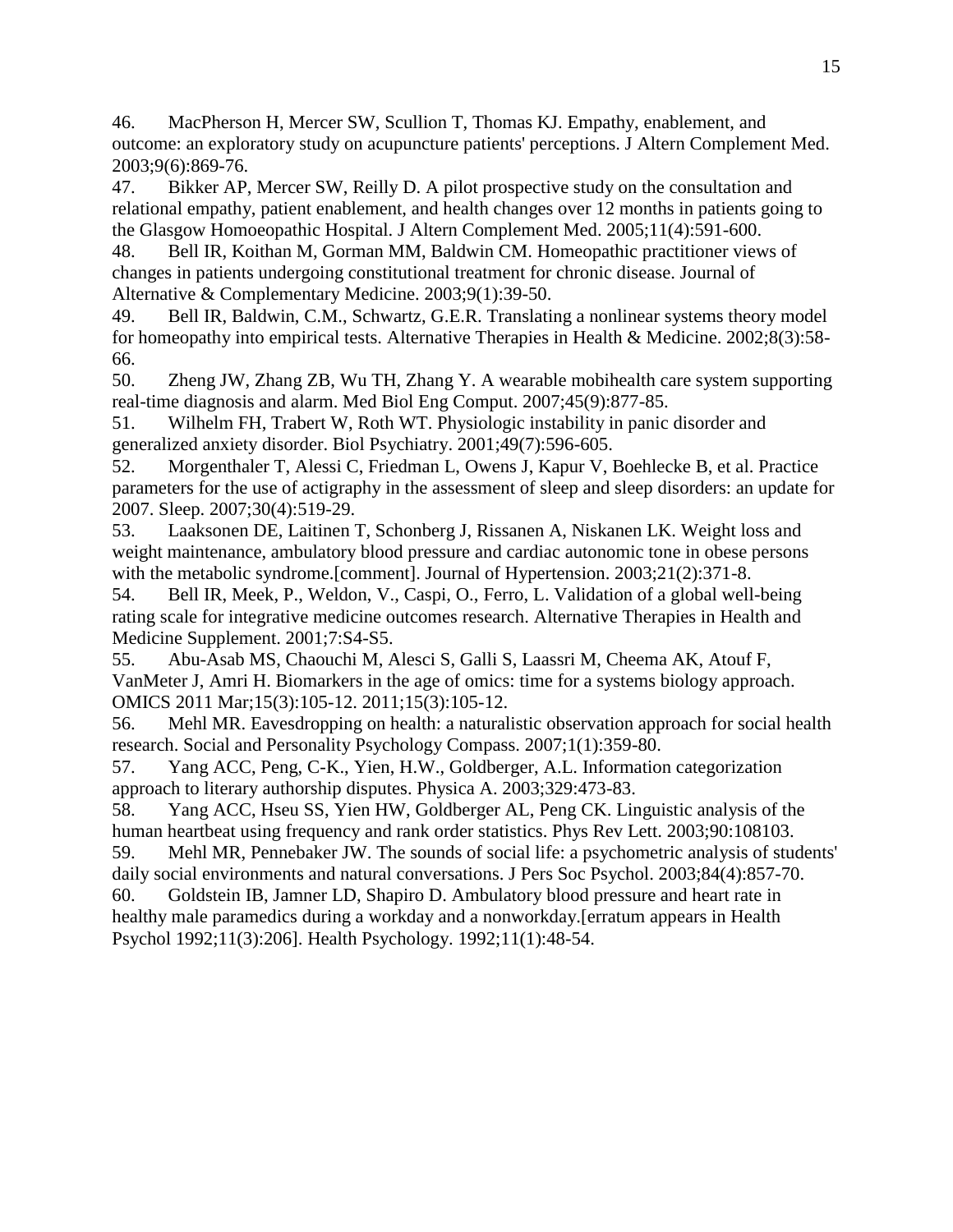46. MacPherson H, Mercer SW, Scullion T, Thomas KJ. Empathy, enablement, and outcome: an exploratory study on acupuncture patients' perceptions. J Altern Complement Med. 2003;9(6):869-76.
47. Bikker AP, Mercer SW, Reilly D. A pilot prospective study on the consultation and relational empathy, patient enablement, and health changes over 12 months in patients going to the Glasgow Homoeopathic Hospital. J Altern Complement Med. 2005;11(4):591-600.
48. Bell IR, Koithan M, Gorman MM, Baldwin CM. Homeopathic practitioner views of changes in patients undergoing constitutional treatment for chronic disease. Journal of Alternative & Complementary Medicine. 2003;9(1):39-50.
49. Bell IR, Baldwin, C.M., Schwartz, G.E.R. Translating a nonlinear systems theory model for homeopathy into empirical tests. Alternative Therapies in Health & Medicine. 2002;8(3):58-66.
50. Zheng JW, Zhang ZB, Wu TH, Zhang Y. A wearable mobihealth care system supporting real-time diagnosis and alarm. Med Biol Eng Comput. 2007;45(9):877-85.
51. Wilhelm FH, Trabert W, Roth WT. Physiologic instability in panic disorder and generalized anxiety disorder. Biol Psychiatry. 2001;49(7):596-605.
52. Morgenthaler T, Alessi C, Friedman L, Owens J, Kapur V, Boehlecke B, et al. Practice parameters for the use of actigraphy in the assessment of sleep and sleep disorders: an update for 2007. Sleep. 2007;30(4):519-29.
53. Laaksonen DE, Laitinen T, Schonberg J, Rissanen A, Niskanen LK. Weight loss and weight maintenance, ambulatory blood pressure and cardiac autonomic tone in obese persons with the metabolic syndrome.[comment]. Journal of Hypertension. 2003;21(2):371-8.
54. Bell IR, Meek, P., Weldon, V., Caspi, O., Ferro, L. Validation of a global well-being rating scale for integrative medicine outcomes research. Alternative Therapies in Health and Medicine Supplement. 2001;7:S4-S5.
55. Abu-Asab MS, Chaouchi M, Alesci S, Galli S, Laassri M, Cheema AK, Atouf F, VanMeter J, Amri H. Biomarkers in the age of omics: time for a systems biology approach. OMICS 2011 Mar;15(3):105-12. 2011;15(3):105-12.
56. Mehl MR. Eavesdropping on health: a naturalistic observation approach for social health research. Social and Personality Psychology Compass. 2007;1(1):359-80.
57. Yang ACC, Peng, C-K., Yien, H.W., Goldberger, A.L. Information categorization approach to literary authorship disputes. Physica A. 2003;329:473-83.
58. Yang ACC, Hseu SS, Yien HW, Goldberger AL, Peng CK. Linguistic analysis of the human heartbeat using frequency and rank order statistics. Phys Rev Lett. 2003;90:108103.
59. Mehl MR, Pennebaker JW. The sounds of social life: a psychometric analysis of students' daily social environments and natural conversations. J Pers Soc Psychol. 2003;84(4):857-70.
60. Goldstein IB, Jamner LD, Shapiro D. Ambulatory blood pressure and heart rate in healthy male paramedics during a workday and a nonworkday.[erratum appears in Health Psychol 1992;11(3):206]. Health Psychology. 1992;11(1):48-54.